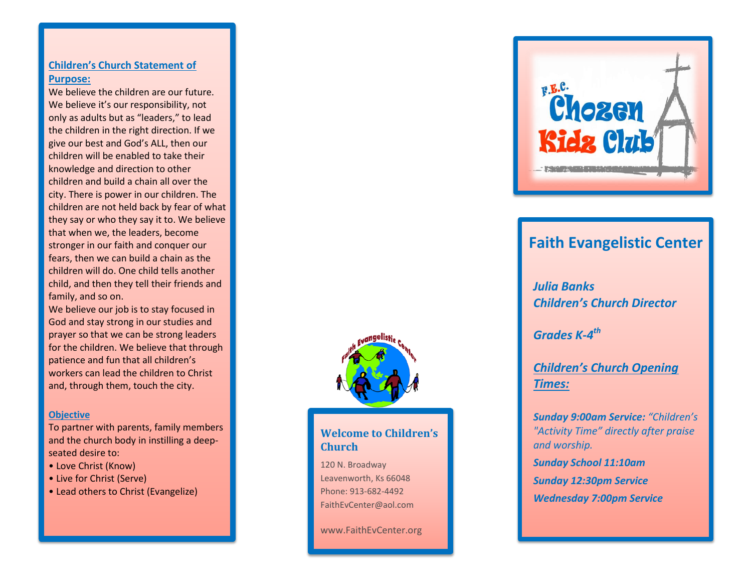## Children's Church Statement of Purpose:

We believe the children are our future. We believe it's our responsibility, not only as adults but as "leaders," to lead the children in the right direction. If we give our best and God's ALL, then our children will be enabled to take their knowledge and direction to other children and build a chain all over the city. There is power in our children. The children are not held back by fear of what they say or who they say it to. We believe that when we, the leaders, become stronger in our faith and conquer our fears, then we can build a chain as the children will do. One child tells another child, and then they tell their friends and family, and so on.

We believe our job is to stay focused in God and stay strong in our studies and prayer so that we can be strong leaders for the children. We believe that through patience and fun that all children's workers can lead the children to Christ and, through them, touch the city.

## Objective

To partner with parents, family members and the church body in instilling a deep-seated desire to:

- Love Christ (Know)
- Live for Christ (Serve)
- Lead others to Christ (Evangelize)

## Welcome to Children's Church

120 N. Broadway
Leavenworth, Ks 66048
Phone: 913-682-4492
FaithEvCenter@aol.com

www.FaithEvCenter.org

# F.E.C. Chozen Kidz Club

## Faith Evangelistic Center

***Julia Banks***
***Children's Church Director***

***Grades K-4th***

## *Children's Church Opening Times:*

***Sunday 9:00am Service:*** *"Children's "Activity Time" directly after praise and worship.*

***Sunday School 11:10am***

***Sunday 12:30pm Service***

***Wednesday 7:00pm Service***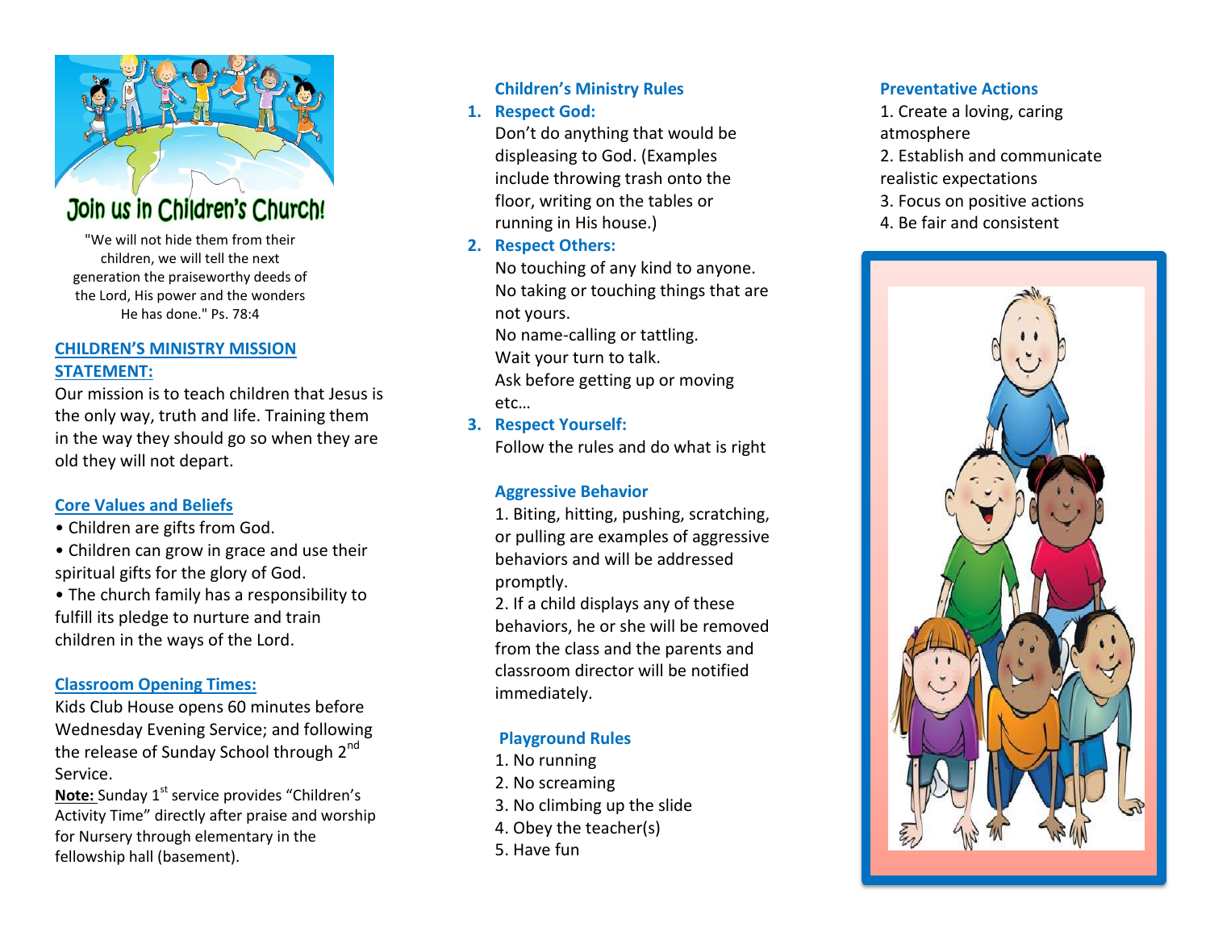## Join us in Children's Church!

"We will not hide them from their children, we will tell the next generation the praiseworthy deeds of the Lord, His power and the wonders He has done." Ps. 78:4

### CHILDREN'S MINISTRY MISSION STATEMENT:

Our mission is to teach children that Jesus is the only way, truth and life. Training them in the way they should go so when they are old they will not depart.

### Core Values and Beliefs

- Children are gifts from God.
- Children can grow in grace and use their spiritual gifts for the glory of God.
- The church family has a responsibility to fulfill its pledge to nurture and train children in the ways of the Lord.

### Classroom Opening Times:

Kids Club House opens 60 minutes before Wednesday Evening Service; and following the release of Sunday School through 2nd Service.

**Note:** Sunday 1st service provides "Children's Activity Time" directly after praise and worship for Nursery through elementary in the fellowship hall (basement).

### Children's Ministry Rules

1. **Respect God:**
   Don't do anything that would be displeasing to God. (Examples include throwing trash onto the floor, writing on the tables or running in His house.)
2. **Respect Others:**
   No touching of any kind to anyone.
   No taking or touching things that are not yours.
   No name-calling or tattling.
   Wait your turn to talk.
   Ask before getting up or moving etc…
3. **Respect Yourself:**
   Follow the rules and do what is right

### Aggressive Behavior

1. Biting, hitting, pushing, scratching, or pulling are examples of aggressive behaviors and will be addressed promptly.
2. If a child displays any of these behaviors, he or she will be removed from the class and the parents and classroom director will be notified immediately.

### Playground Rules

1. No running
2. No screaming
3. No climbing up the slide
4. Obey the teacher(s)
5. Have fun

### Preventative Actions

1. Create a loving, caring atmosphere
2. Establish and communicate realistic expectations
3. Focus on positive actions
4. Be fair and consistent